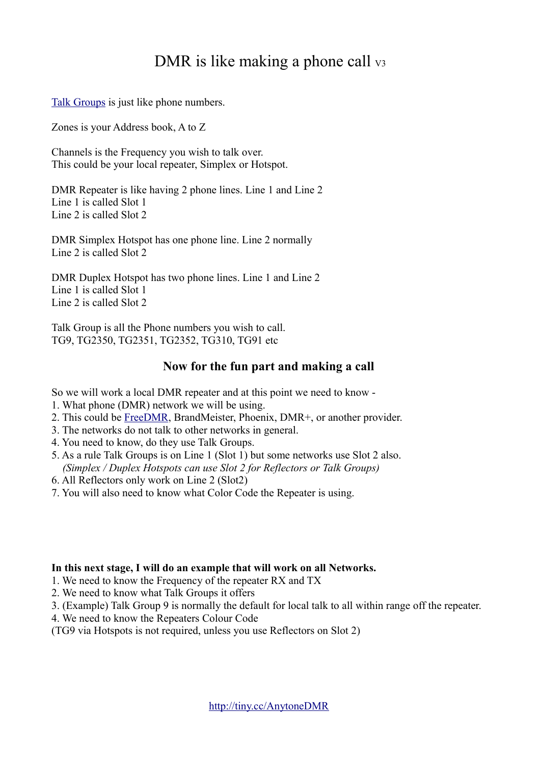# DMR is like making a phone call V3

[Talk Groups]() is just like phone numbers.

Zones is your Address book, A to Z

Channels is the Frequency you wish to talk over.
This could be your local repeater, Simplex or Hotspot.

DMR Repeater is like having 2 phone lines. Line 1 and Line 2
Line 1 is called Slot 1
Line 2 is called Slot 2

DMR Simplex Hotspot has one phone line. Line 2 normally
Line 2 is called Slot 2

DMR Duplex Hotspot has two phone lines. Line 1 and Line 2
Line 1 is called Slot 1
Line 2 is called Slot 2

Talk Group is all the Phone numbers you wish to call.
TG9, TG2350, TG2351, TG2352, TG310, TG91 etc

## Now for the fun part and making a call

So we will work a local DMR repeater and at this point we need to know -

1. What phone (DMR) network we will be using.
2. This could be [FreeDMR](), BrandMeister, Phoenix, DMR+, or another provider.
3. The networks do not talk to other networks in general.
4. You need to know, do they use Talk Groups.
5. As a rule Talk Groups is on Line 1 (Slot 1) but some networks use Slot 2 also.
   *(Simplex / Duplex Hotspots can use Slot 2 for Reflectors or Talk Groups)*
6. All Reflectors only work on Line 2 (Slot2)
7. You will also need to know what Color Code the Repeater is using.

**In this next stage, I will do an example that will work on all Networks.**

1. We need to know the Frequency of the repeater RX and TX
2. We need to know what Talk Groups it offers
3. (Example) Talk Group 9 is normally the default for local talk to all within range off the repeater.
4. We need to know the Repeaters Colour Code

(TG9 via Hotspots is not required, unless you use Reflectors on Slot 2)

[http://tiny.cc/AnytoneDMR](http://tiny.cc/AnytoneDMR)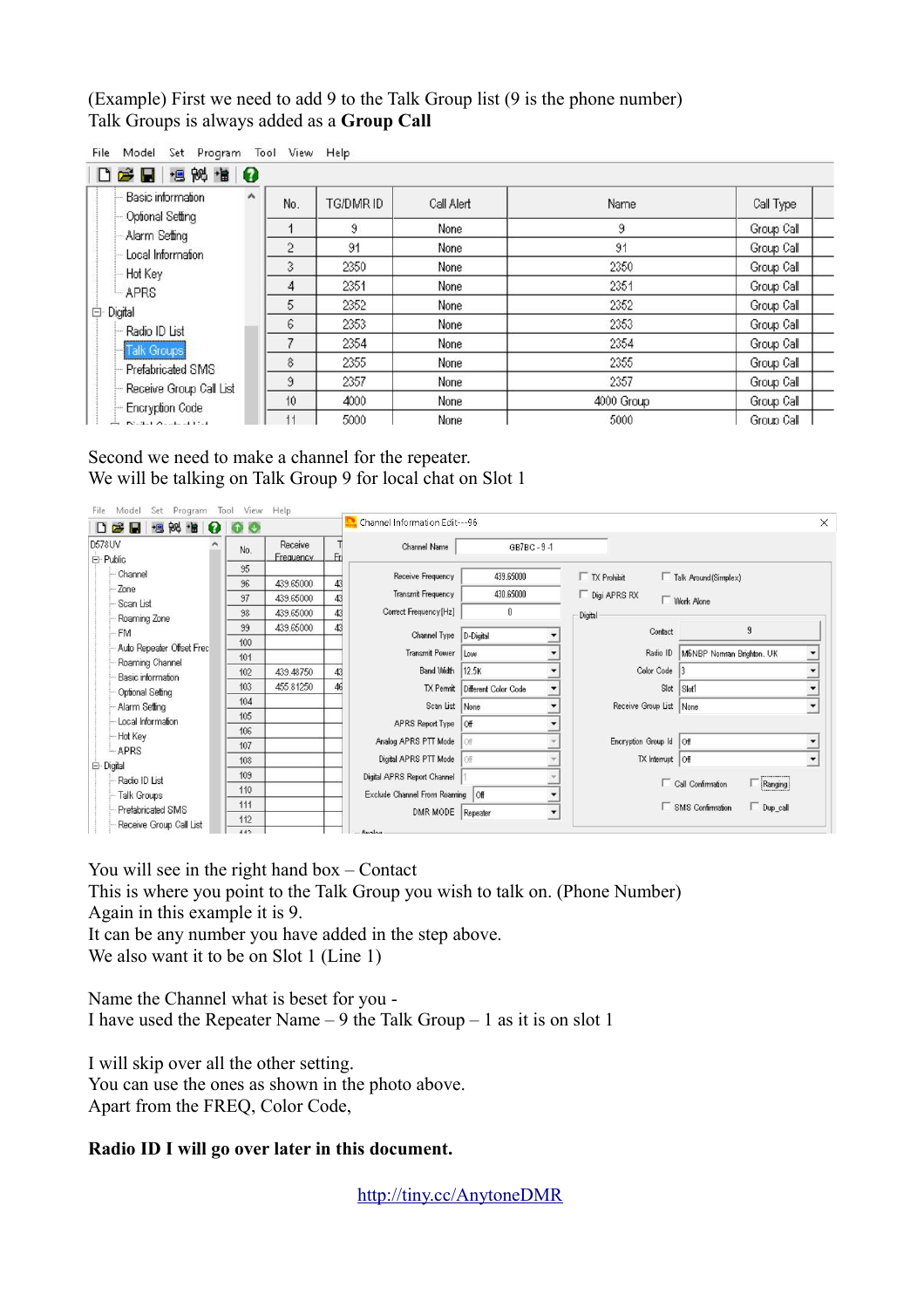(Example) First we need to add 9 to the Talk Group list (9 is the phone number)
Talk Groups is always added as a **Group Call**

| No. | TG/DMR ID | Call Alert | Name | Call Type |
|---|---|---|---|---|
| 1 | 9 | None | 9 | Group Call |
| 2 | 91 | None | 91 | Group Call |
| 3 | 2350 | None | 2350 | Group Call |
| 4 | 2351 | None | 2351 | Group Call |
| 5 | 2352 | None | 2352 | Group Call |
| 6 | 2353 | None | 2353 | Group Call |
| 7 | 2354 | None | 2354 | Group Call |
| 8 | 2355 | None | 2355 | Group Call |
| 9 | 2357 | None | 2357 | Group Call |
| 10 | 4000 | None | 4000 Group | Group Call |
| 11 | 5000 | None | 5000 | Group Call |

Second we need to make a channel for the repeater.
We will be talking on Talk Group 9 for local chat on Slot 1

You will see in the right hand box – Contact
This is where you point to the Talk Group you wish to talk on. (Phone Number)
Again in this example it is 9.
It can be any number you have added in the step above.
We also want it to be on Slot 1 (Line 1)

Name the Channel what is beset for you -
I have used the Repeater Name – 9 the Talk Group – 1 as it is on slot 1

I will skip over all the other setting.
You can use the ones as shown in the photo above.
Apart from the FREQ, Color Code,

**Radio ID I will go over later in this document.**

http://tiny.cc/AnytoneDMR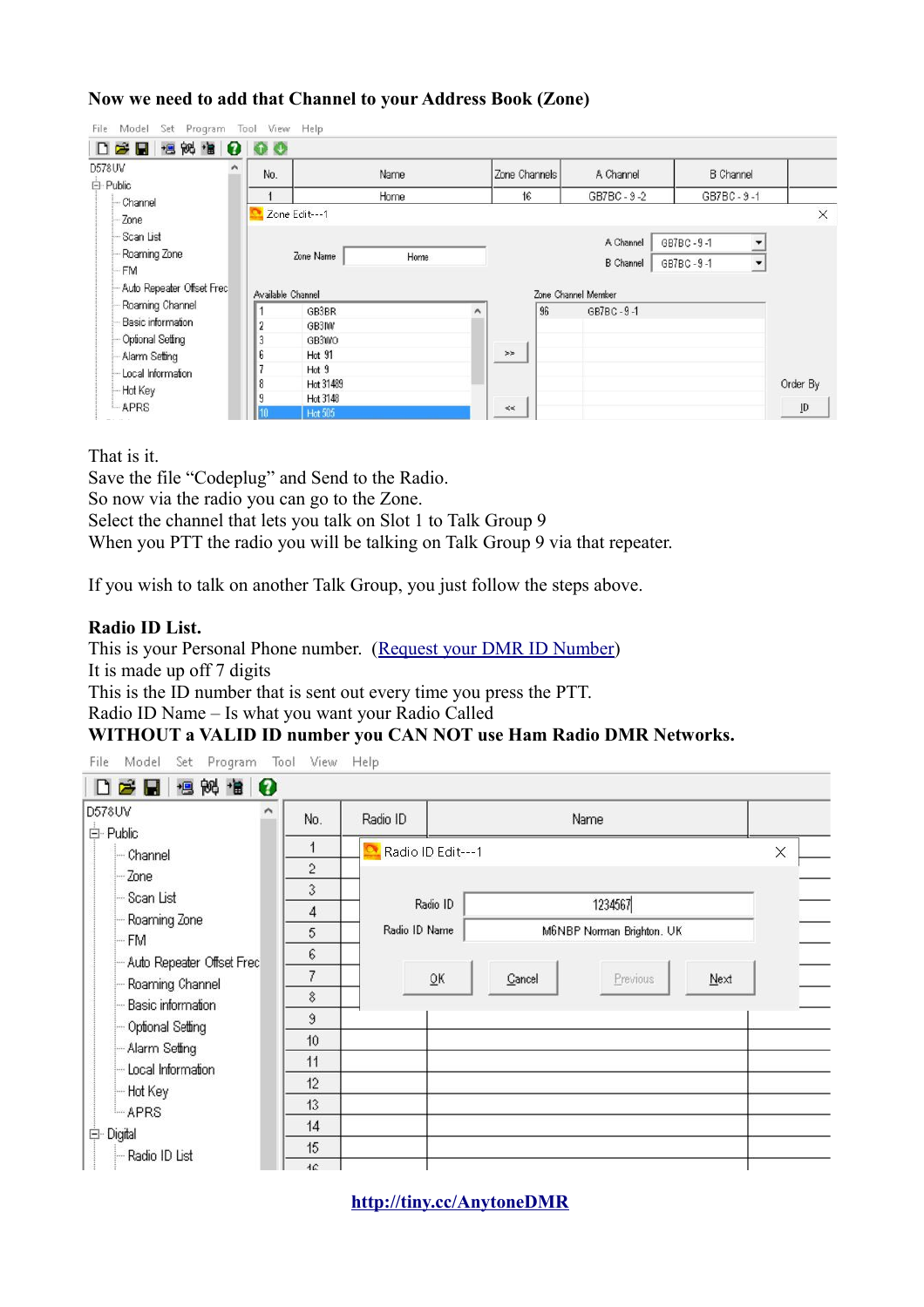**Now we need to add that Channel to your Address Book (Zone)**

That is it.
Save the file "Codeplug" and Send to the Radio.
So now via the radio you can go to the Zone.
Select the channel that lets you talk on Slot 1 to Talk Group 9
When you PTT the radio you will be talking on Talk Group 9 via that repeater.

If you wish to talk on another Talk Group, you just follow the steps above.

**Radio ID List.**
This is your Personal Phone number. ([Request your DMR ID Number](Request your DMR ID Number))
It is made up off 7 digits
This is the ID number that is sent out every time you press the PTT.
Radio ID Name – Is what you want your Radio Called
**WITHOUT a VALID ID number you CAN NOT use Ham Radio DMR Networks.**

**[http://tiny.cc/AnytoneDMR](http://tiny.cc/AnytoneDMR)**